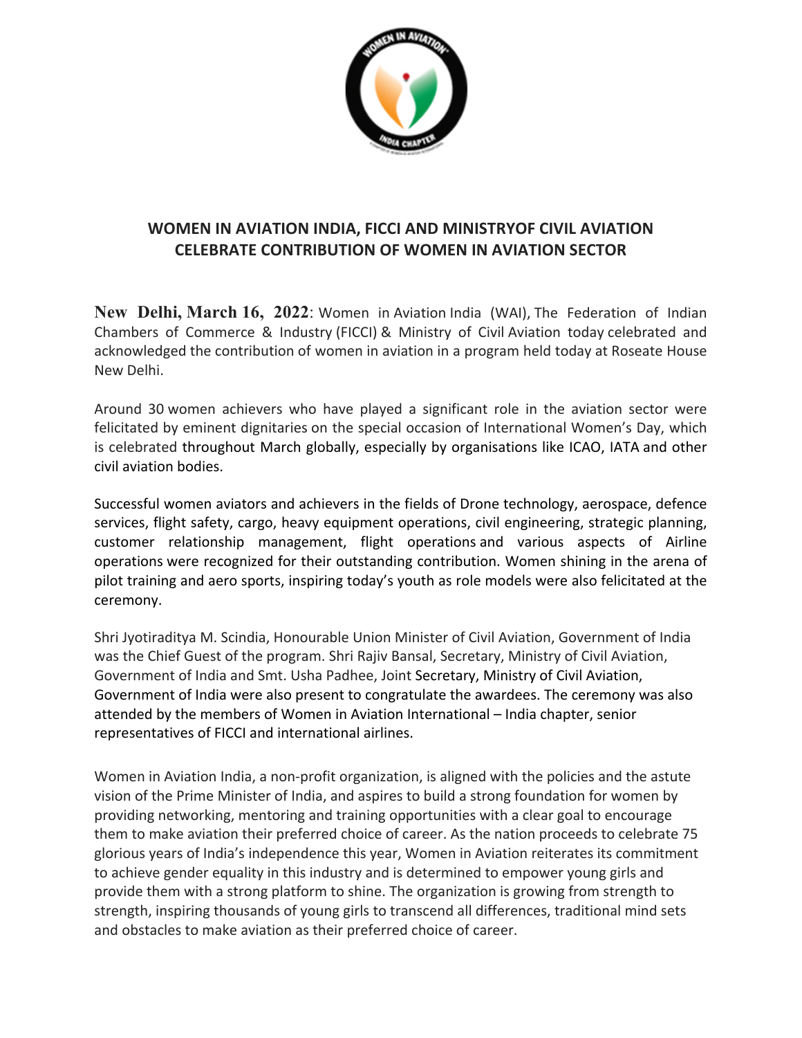## WOMEN IN AVIATION INDIA, FICCI AND MINISTRYOF CIVIL AVIATION CELEBRATE CONTRIBUTION OF WOMEN IN AVIATION SECTOR

**New Delhi, March 16, 2022**: Women in Aviation India (WAI), The Federation of Indian Chambers of Commerce & Industry (FICCI) & Ministry of Civil Aviation today celebrated and acknowledged the contribution of women in aviation in a program held today at Roseate House New Delhi.

Around 30 women achievers who have played a significant role in the aviation sector were felicitated by eminent dignitaries on the special occasion of International Women's Day, which is celebrated throughout March globally, especially by organisations like ICAO, IATA and other civil aviation bodies.

Successful women aviators and achievers in the fields of Drone technology, aerospace, defence services, flight safety, cargo, heavy equipment operations, civil engineering, strategic planning, customer relationship management, flight operations and various aspects of Airline operations were recognized for their outstanding contribution. Women shining in the arena of pilot training and aero sports, inspiring today's youth as role models were also felicitated at the ceremony.

Shri Jyotiraditya M. Scindia, Honourable Union Minister of Civil Aviation, Government of India was the Chief Guest of the program. Shri Rajiv Bansal, Secretary, Ministry of Civil Aviation, Government of India and Smt. Usha Padhee, Joint Secretary, Ministry of Civil Aviation, Government of India were also present to congratulate the awardees. The ceremony was also attended by the members of Women in Aviation International – India chapter, senior representatives of FICCI and international airlines.

Women in Aviation India, a non-profit organization, is aligned with the policies and the astute vision of the Prime Minister of India, and aspires to build a strong foundation for women by providing networking, mentoring and training opportunities with a clear goal to encourage them to make aviation their preferred choice of career. As the nation proceeds to celebrate 75 glorious years of India's independence this year, Women in Aviation reiterates its commitment to achieve gender equality in this industry and is determined to empower young girls and provide them with a strong platform to shine. The organization is growing from strength to strength, inspiring thousands of young girls to transcend all differences, traditional mind sets and obstacles to make aviation as their preferred choice of career.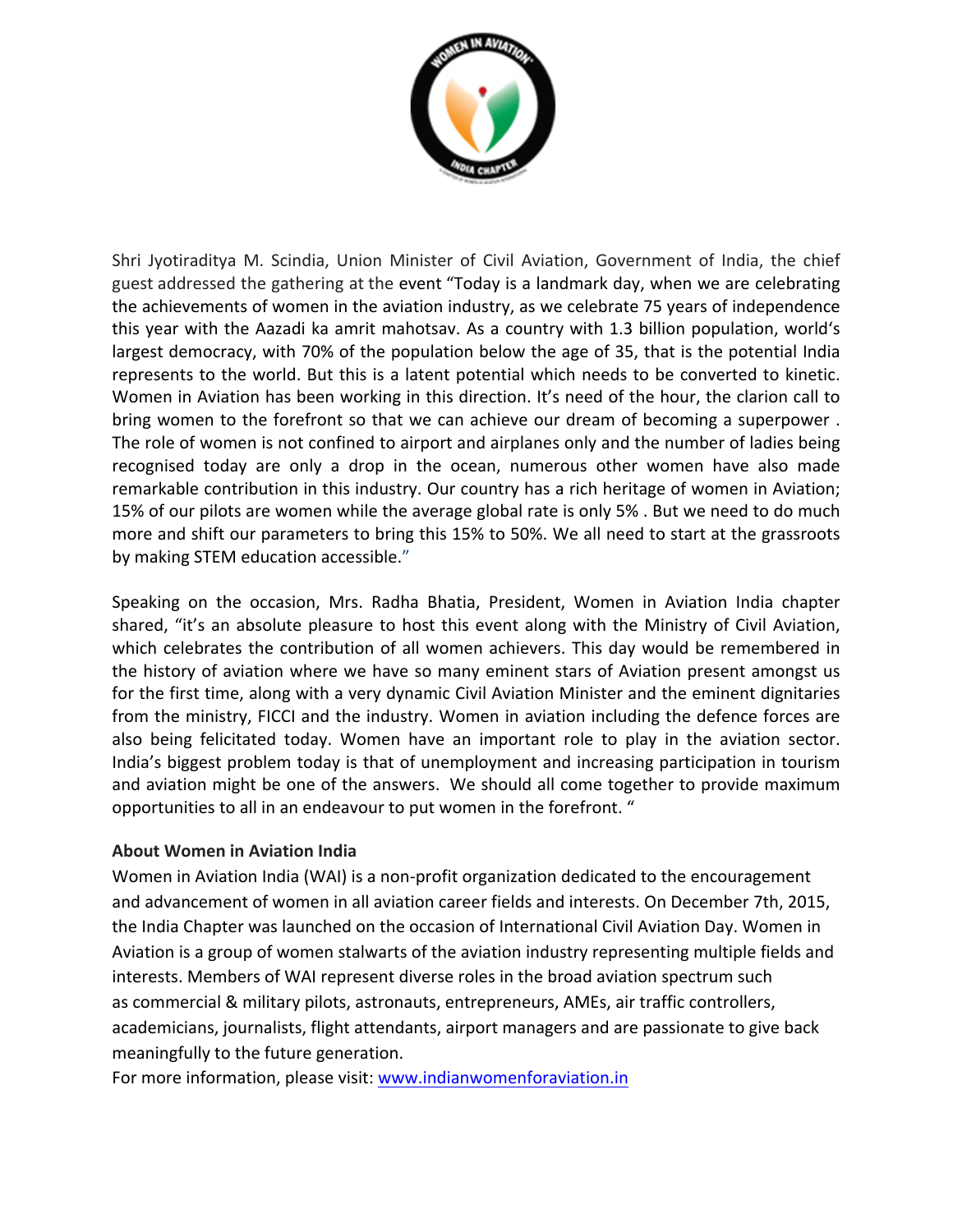Shri Jyotiraditya M. Scindia, Union Minister of Civil Aviation, Government of India, the chief guest addressed the gathering at the event "Today is a landmark day, when we are celebrating the achievements of women in the aviation industry, as we celebrate 75 years of independence this year with the Aazadi ka amrit mahotsav. As a country with 1.3 billion population, world's largest democracy, with 70% of the population below the age of 35, that is the potential India represents to the world. But this is a latent potential which needs to be converted to kinetic. Women in Aviation has been working in this direction. It's need of the hour, the clarion call to bring women to the forefront so that we can achieve our dream of becoming a superpower . The role of women is not confined to airport and airplanes only and the number of ladies being recognised today are only a drop in the ocean, numerous other women have also made remarkable contribution in this industry. Our country has a rich heritage of women in Aviation; 15% of our pilots are women while the average global rate is only 5% . But we need to do much more and shift our parameters to bring this 15% to 50%. We all need to start at the grassroots by making STEM education accessible."

Speaking on the occasion, Mrs. Radha Bhatia, President, Women in Aviation India chapter shared, "it's an absolute pleasure to host this event along with the Ministry of Civil Aviation, which celebrates the contribution of all women achievers. This day would be remembered in the history of aviation where we have so many eminent stars of Aviation present amongst us for the first time, along with a very dynamic Civil Aviation Minister and the eminent dignitaries from the ministry, FICCI and the industry. Women in aviation including the defence forces are also being felicitated today. Women have an important role to play in the aviation sector. India's biggest problem today is that of unemployment and increasing participation in tourism and aviation might be one of the answers. We should all come together to provide maximum opportunities to all in an endeavour to put women in the forefront. "

**About Women in Aviation India**

Women in Aviation India (WAI) is a non-profit organization dedicated to the encouragement and advancement of women in all aviation career fields and interests. On December 7th, 2015, the India Chapter was launched on the occasion of International Civil Aviation Day. Women in Aviation is a group of women stalwarts of the aviation industry representing multiple fields and interests. Members of WAI represent diverse roles in the broad aviation spectrum such as commercial & military pilots, astronauts, entrepreneurs, AMEs, air traffic controllers, academicians, journalists, flight attendants, airport managers and are passionate to give back meaningfully to the future generation.

For more information, please visit: [www.indianwomenforaviation.in](http://www.indianwomenforaviation.in)